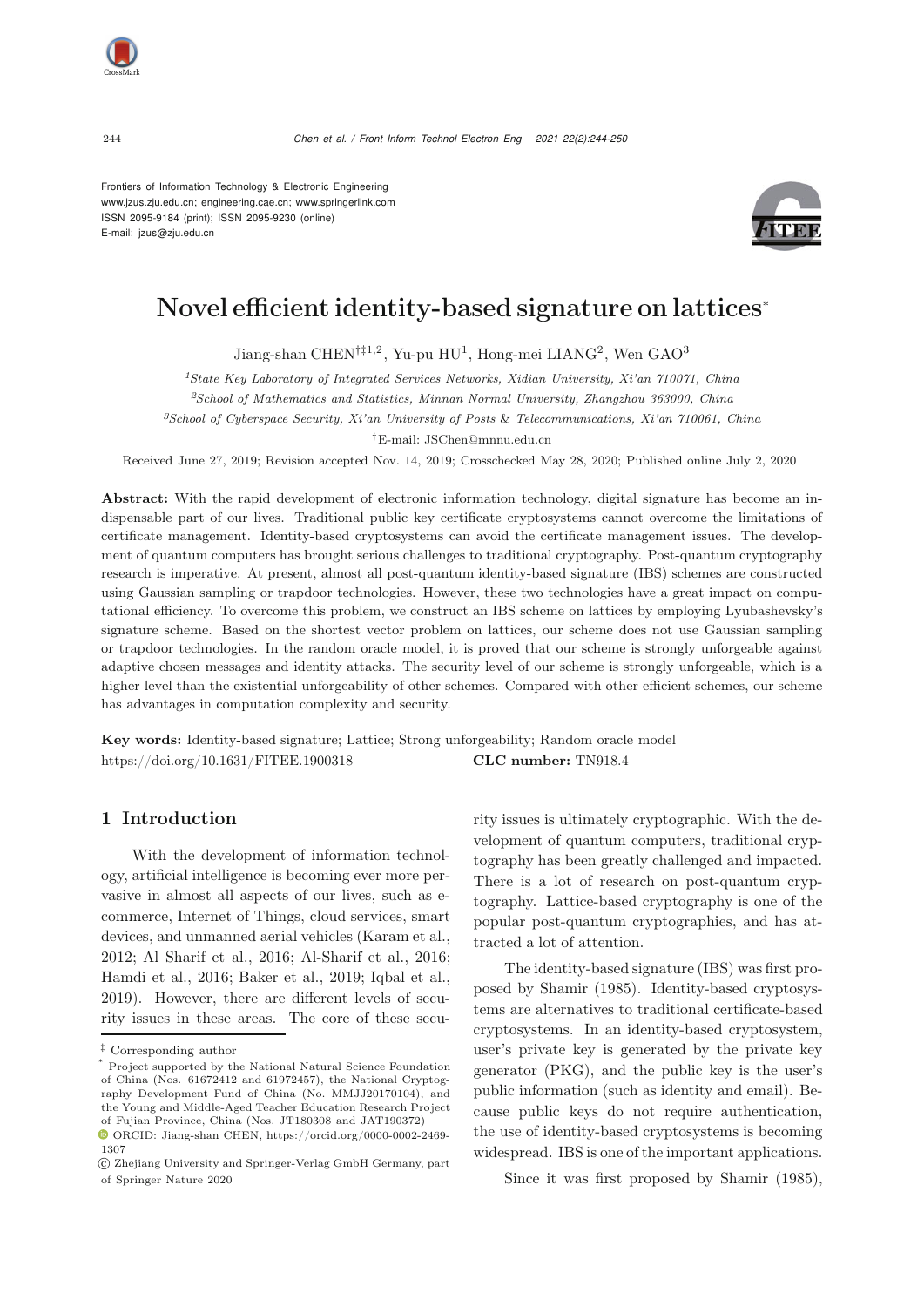Frontiers of Information Technology & Electronic Engineering
www.jzus.zju.edu.cn; engineering.cae.cn; www.springerlink.com
ISSN 2095-9184 (print); ISSN 2095-9230 (online)
E-mail: jzus@zju.edu.cn

# Novel efficient identity-based signature on lattices*

Jiang-shan CHEN[†‡1,2], Yu-pu HU[1], Hong-mei LIANG[2], Wen GAO[3]

[1]*State Key Laboratory of Integrated Services Networks, Xidian University, Xi'an 710071, China*

[2]*School of Mathematics and Statistics, Minnan Normal University, Zhangzhou 363000, China*

[3]*School of Cyberspace Security, Xi'an University of Posts & Telecommunications, Xi'an 710061, China*

[†]E-mail: JSChen@mnnu.edu.cn

Received June 27, 2019; Revision accepted Nov. 14, 2019; Crosschecked May 28, 2020; Published online July 2, 2020

**Abstract:** With the rapid development of electronic information technology, digital signature has become an indispensable part of our lives. Traditional public key certificate cryptosystems cannot overcome the limitations of certificate management. Identity-based cryptosystems can avoid the certificate management issues. The development of quantum computers has brought serious challenges to traditional cryptography. Post-quantum cryptography research is imperative. At present, almost all post-quantum identity-based signature (IBS) schemes are constructed using Gaussian sampling or trapdoor technologies. However, these two technologies have a great impact on computational efficiency. To overcome this problem, we construct an IBS scheme on lattices by employing Lyubashevsky's signature scheme. Based on the shortest vector problem on lattices, our scheme does not use Gaussian sampling or trapdoor technologies. In the random oracle model, it is proved that our scheme is strongly unforgeable against adaptive chosen messages and identity attacks. The security level of our scheme is strongly unforgeable, which is a higher level than the existential unforgeability of other schemes. Compared with other efficient schemes, our scheme has advantages in computation complexity and security.

**Key words:** Identity-based signature; Lattice; Strong unforgeability; Random oracle model
https://doi.org/10.1631/FITEE.1900318 **CLC number:** TN918.4

## 1 Introduction

With the development of information technology, artificial intelligence is becoming ever more pervasive in almost all aspects of our lives, such as e-commerce, Internet of Things, cloud services, smart devices, and unmanned aerial vehicles (Karam et al., 2012; Al Sharif et al., 2016; Al-Sharif et al., 2016; Hamdi et al., 2016; Baker et al., 2019; Iqbal et al., 2019). However, there are different levels of security issues in these areas. The core of these security issues is ultimately cryptographic. With the development of quantum computers, traditional cryptography has been greatly challenged and impacted. There is a lot of research on post-quantum cryptography. Lattice-based cryptography is one of the popular post-quantum cryptographies, and has attracted a lot of attention.

The identity-based signature (IBS) was first proposed by Shamir (1985). Identity-based cryptosystems are alternatives to traditional certificate-based cryptosystems. In an identity-based cryptosystem, user's private key is generated by the private key generator (PKG), and the public key is the user's public information (such as identity and email). Because public keys do not require authentication, the use of identity-based cryptosystems is becoming widespread. IBS is one of the important applications.

Since it was first proposed by Shamir (1985),

---

‡ Corresponding author

\* Project supported by the National Natural Science Foundation of China (Nos. 61672412 and 61972457), the National Cryptography Development Fund of China (No. MMJJ20170104), and the Young and Middle-Aged Teacher Education Research Project of Fujian Province, China (Nos. JT180308 and JAT190372)

ORCID: Jiang-shan CHEN, https://orcid.org/0000-0002-2469-1307

© Zhejiang University and Springer-Verlag GmbH Germany, part of Springer Nature 2020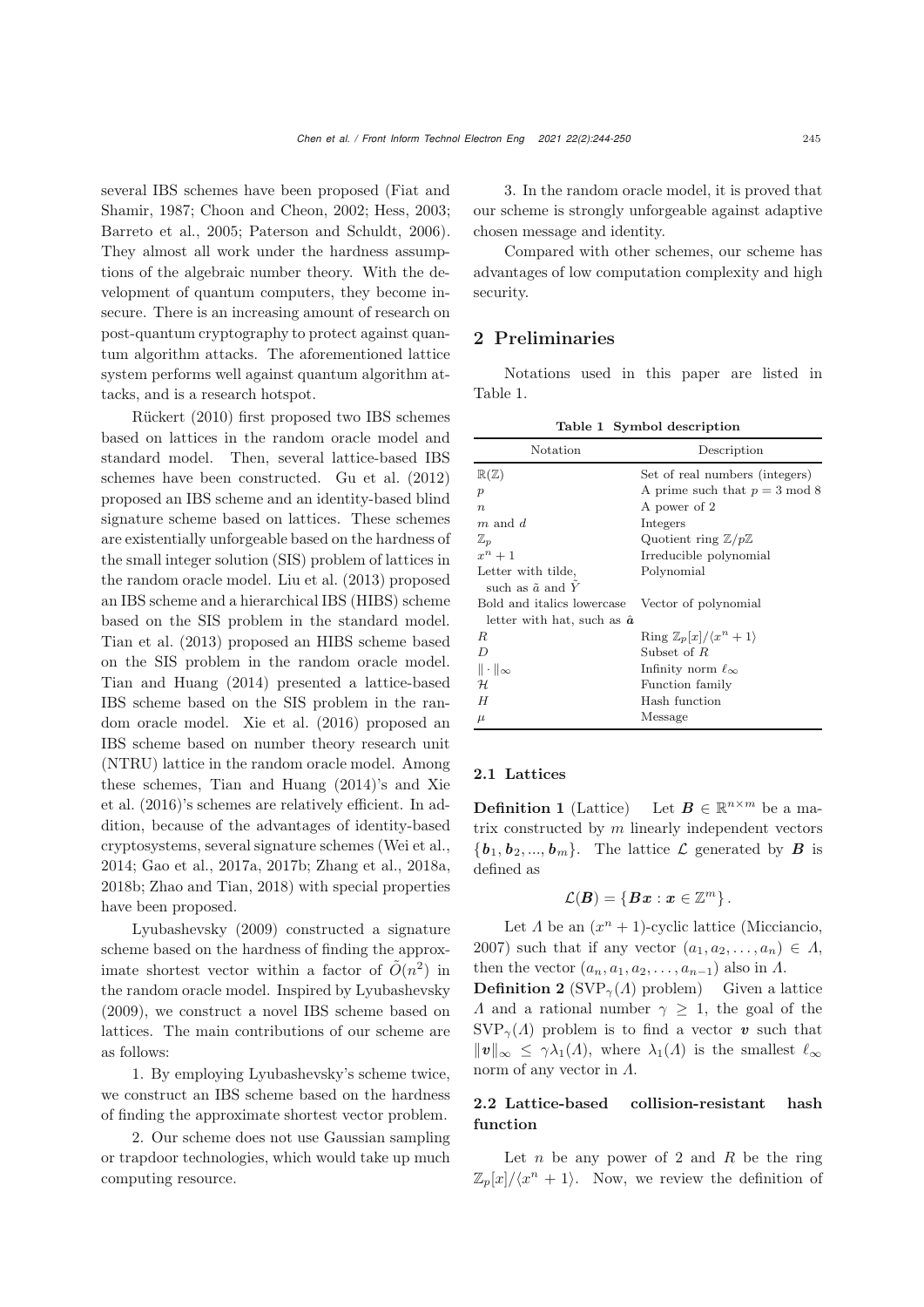several IBS schemes have been proposed (Fiat and Shamir, 1987; Choon and Cheon, 2002; Hess, 2003; Barreto et al., 2005; Paterson and Schuldt, 2006). They almost all work under the hardness assumptions of the algebraic number theory. With the development of quantum computers, they become insecure. There is an increasing amount of research on post-quantum cryptography to protect against quantum algorithm attacks. The aforementioned lattice system performs well against quantum algorithm attacks, and is a research hotspot.

Rückert (2010) first proposed two IBS schemes based on lattices in the random oracle model and standard model. Then, several lattice-based IBS schemes have been constructed. Gu et al. (2012) proposed an IBS scheme and an identity-based blind signature scheme based on lattices. These schemes are existentially unforgeable based on the hardness of the small integer solution (SIS) problem of lattices in the random oracle model. Liu et al. (2013) proposed an IBS scheme and a hierarchical IBS (HIBS) scheme based on the SIS problem in the standard model. Tian et al. (2013) proposed an HIBS scheme based on the SIS problem in the random oracle model. Tian and Huang (2014) presented a lattice-based IBS scheme based on the SIS problem in the random oracle model. Xie et al. (2016) proposed an IBS scheme based on number theory research unit (NTRU) lattice in the random oracle model. Among these schemes, Tian and Huang (2014)'s and Xie et al. (2016)'s schemes are relatively efficient. In addition, because of the advantages of identity-based cryptosystems, several signature schemes (Wei et al., 2014; Gao et al., 2017a, 2017b; Zhang et al., 2018a, 2018b; Zhao and Tian, 2018) with special properties have been proposed.

Lyubashevsky (2009) constructed a signature scheme based on the hardness of finding the approximate shortest vector within a factor of $\tilde{O}(n^2)$ in the random oracle model. Inspired by Lyubashevsky (2009), we construct a novel IBS scheme based on lattices. The main contributions of our scheme are as follows:

1. By employing Lyubashevsky's scheme twice, we construct an IBS scheme based on the hardness of finding the approximate shortest vector problem.

2. Our scheme does not use Gaussian sampling or trapdoor technologies, which would take up much computing resource.

3. In the random oracle model, it is proved that our scheme is strongly unforgeable against adaptive chosen message and identity.

Compared with other schemes, our scheme has advantages of low computation complexity and high security.

## 2 Preliminaries

Notations used in this paper are listed in Table 1.

**Table 1 Symbol description**

| Notation | Description |
|---|---|
| $\mathbb{R}(\mathbb{Z})$ | Set of real numbers (integers) |
| $p$ | A prime such that $p = 3 \bmod 8$ |
| $n$ | A power of 2 |
| $m$ and $d$ | Integers |
| $\mathbb{Z}_p$ | Quotient ring $\mathbb{Z}/p\mathbb{Z}$ |
| $x^n + 1$ | Irreducible polynomial |
| Letter with tilde, such as $\tilde{a}$ and $\tilde{Y}$ | Polynomial |
| Bold and italics lowercase letter with hat, such as $\hat{\boldsymbol{a}}$ | Vector of polynomial |
| $R$ | Ring $\mathbb{Z}_p[x]/\langle x^n + 1\rangle$ |
| $D$ | Subset of $R$ |
| $\lVert \cdot \rVert_\infty$ | Infinity norm $\ell_\infty$ |
| $\mathcal{H}$ | Function family |
| $H$ | Hash function |
| $\mu$ | Message |

### 2.1 Lattices

**Definition 1** (Lattice) Let $\boldsymbol{B} \in \mathbb{R}^{n\times m}$ be a matrix constructed by $m$ linearly independent vectors $\{\boldsymbol{b}_1, \boldsymbol{b}_2, ..., \boldsymbol{b}_m\}$. The lattice $\mathcal{L}$ generated by $\boldsymbol{B}$ is defined as

$$\mathcal{L}(\boldsymbol{B}) = \{\boldsymbol{B}\boldsymbol{x} : \boldsymbol{x} \in \mathbb{Z}^m\}.$$

Let $\Lambda$ be an $(x^n + 1)$-cyclic lattice (Micciancio, 2007) such that if any vector $(a_1, a_2, \ldots, a_n) \in \Lambda$, then the vector $(a_n, a_1, a_2, \ldots, a_{n-1})$ also in $\Lambda$.

**Definition 2** ($\text{SVP}_\gamma(\Lambda)$ problem) Given a lattice $\Lambda$ and a rational number $\gamma \geq 1$, the goal of the $\text{SVP}_\gamma(\Lambda)$ problem is to find a vector $\boldsymbol{v}$ such that $\lVert \boldsymbol{v} \rVert_\infty \leq \gamma\lambda_1(\Lambda)$, where $\lambda_1(\Lambda)$ is the smallest $\ell_\infty$ norm of any vector in $\Lambda$.

### 2.2 Lattice-based collision-resistant hash function

Let $n$ be any power of 2 and $R$ be the ring $\mathbb{Z}_p[x]/\langle x^n + 1\rangle$. Now, we review the definition of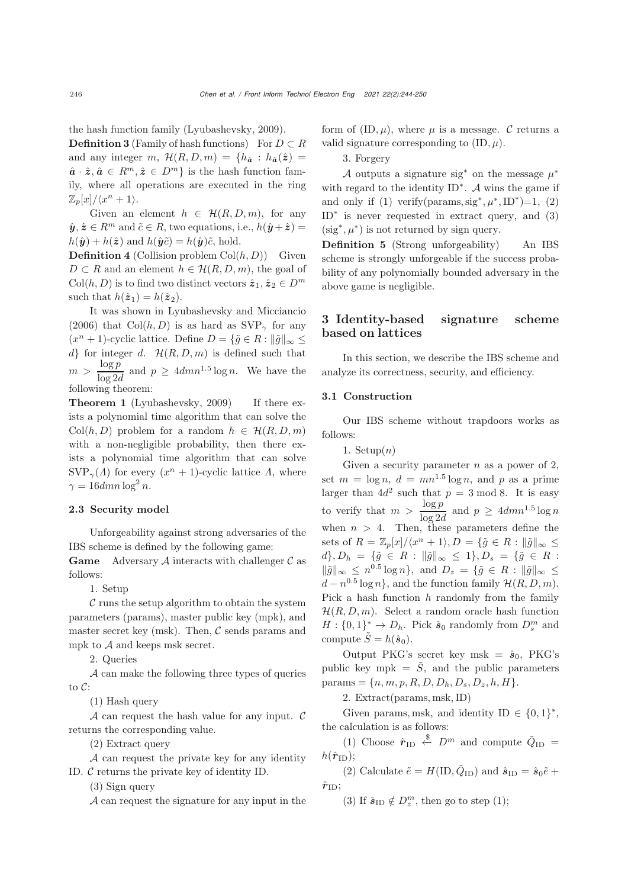the hash function family (Lyubashevsky, 2009).

**Definition 3** (Family of hash functions) For $D \subset R$ and any integer $m$, $\mathcal{H}(R, D, m) = \{h_{\hat{\boldsymbol{a}}} : h_{\hat{\boldsymbol{a}}}(\hat{\boldsymbol{z}}) = \hat{\boldsymbol{a}} \cdot \hat{\boldsymbol{z}}, \hat{\boldsymbol{a}} \in R^m, \hat{\boldsymbol{z}} \in D^m\}$ is the hash function family, where all operations are executed in the ring $\mathbb{Z}_p[x]/\langle x^n + 1\rangle$.

Given an element $h \in \mathcal{H}(R, D, m)$, for any $\hat{\boldsymbol{y}}, \hat{\boldsymbol{z}} \in R^m$ and $\tilde{c} \in R$, two equations, i.e., $h(\hat{\boldsymbol{y}} + \hat{\boldsymbol{z}}) = h(\hat{\boldsymbol{y}}) + h(\hat{\boldsymbol{z}})$ and $h(\hat{\boldsymbol{y}}\tilde{c}) = h(\hat{\boldsymbol{y}})\tilde{c}$, hold.

**Definition 4** (Collision problem $\mathrm{Col}(h, D)$) Given $D \subset R$ and an element $h \in \mathcal{H}(R, D, m)$, the goal of $\mathrm{Col}(h, D)$ is to find two distinct vectors $\hat{\boldsymbol{z}}_1, \hat{\boldsymbol{z}}_2 \in D^m$ such that $h(\hat{\boldsymbol{z}}_1) = h(\hat{\boldsymbol{z}}_2)$.

It was shown in Lyubashevsky and Micciancio (2006) that $\mathrm{Col}(h, D)$ is as hard as $\mathrm{SVP}_\gamma$ for any $(x^n + 1)$-cyclic lattice. Define $D = \{\tilde{g} \in R : \|\tilde{g}\|_\infty \leq d\}$ for integer $d$. $\mathcal{H}(R, D, m)$ is defined such that $m > \dfrac{\log p}{\log 2d}$ and $p \geq 4dmn^{1.5} \log n$. We have the following theorem:

**Theorem 1** (Lyubashevsky, 2009) If there exists a polynomial time algorithm that can solve the $\mathrm{Col}(h, D)$ problem for a random $h \in \mathcal{H}(R, D, m)$ with a non-negligible probability, then there exists a polynomial time algorithm that can solve $\mathrm{SVP}_\gamma(\Lambda)$ for every $(x^n + 1)$-cyclic lattice $\Lambda$, where $\gamma = 16dmn \log^2 n$.

### 2.3 Security model

Unforgeability against strong adversaries of the IBS scheme is defined by the following game:

**Game** Adversary $\mathcal{A}$ interacts with challenger $\mathcal{C}$ as follows:

1. Setup

$\mathcal{C}$ runs the setup algorithm to obtain the system parameters (params), master public key (mpk), and master secret key (msk). Then, $\mathcal{C}$ sends params and mpk to $\mathcal{A}$ and keeps msk secret.

2. Queries

$\mathcal{A}$ can make the following three types of queries to $\mathcal{C}$:

(1) Hash query

$\mathcal{A}$ can request the hash value for any input. $\mathcal{C}$ returns the corresponding value.

(2) Extract query

$\mathcal{A}$ can request the private key for any identity ID. $\mathcal{C}$ returns the private key of identity ID.

(3) Sign query

$\mathcal{A}$ can request the signature for any input in the form of $(\mathrm{ID}, \mu)$, where $\mu$ is a message. $\mathcal{C}$ returns a valid signature corresponding to $(\mathrm{ID}, \mu)$.

3. Forgery

$\mathcal{A}$ outputs a signature $\mathrm{sig}^*$ on the message $\mu^*$ with regard to the identity $\mathrm{ID}^*$. $\mathcal{A}$ wins the game if and only if (1) $\mathrm{verify}(\mathrm{params}, \mathrm{sig}^*, \mu^*, \mathrm{ID}^*)$=1, (2) $\mathrm{ID}^*$ is never requested in extract query, and (3) $(\mathrm{sig}^*, \mu^*)$ is not returned by sign query.

**Definition 5** (Strong unforgeability) An IBS scheme is strongly unforgeable if the success probability of any polynomially bounded adversary in the above game is negligible.

## 3 Identity-based signature scheme based on lattices

In this section, we describe the IBS scheme and analyze its correctness, security, and efficiency.

### 3.1 Construction

Our IBS scheme without trapdoors works as follows:

1. Setup($n$)

Given a security parameter $n$ as a power of 2, set $m = \log n$, $d = mn^{1.5} \log n$, and $p$ as a prime larger than $4d^2$ such that $p = 3 \bmod 8$. It is easy to verify that $m > \dfrac{\log p}{\log 2d}$ and $p \geq 4dmn^{1.5} \log n$ when $n > 4$. Then, these parameters define the sets of $R = \mathbb{Z}_p[x]/\langle x^n + 1\rangle, D = \{\tilde{g} \in R : \|\tilde{g}\|_\infty \leq d\}, D_h = \{\tilde{g} \in R : \|\tilde{g}\|_\infty \leq 1\}, D_s = \{\tilde{g} \in R : \|\tilde{g}\|_\infty \leq n^{0.5} \log n\}$, and $D_z = \{\tilde{g} \in R : \|\tilde{g}\|_\infty \leq d - n^{0.5} \log n\}$, and the function family $\mathcal{H}(R, D, m)$. Pick a hash function $h$ randomly from the family $\mathcal{H}(R, D, m)$. Select a random oracle hash function $H : \{0, 1\}^* \to D_h$. Pick $\hat{\boldsymbol{s}}_0$ randomly from $D_s^m$ and compute $\tilde{S} = h(\hat{\boldsymbol{s}}_0)$.

Output PKG's secret key $\mathrm{msk} = \hat{\boldsymbol{s}}_0$, PKG's public key $\mathrm{mpk} = \tilde{S}$, and the public parameters $\mathrm{params} = \{n, m, p, R, D, D_h, D_s, D_z, h, H\}$.

2. Extract(params, msk, ID)

Given params, msk, and identity $\mathrm{ID} \in \{0, 1\}^*$, the calculation is as follows:

(1) Choose $\hat{\boldsymbol{r}}_{\mathrm{ID}} \xleftarrow{\$} D^m$ and compute $\tilde{Q}_{\mathrm{ID}} = h(\hat{\boldsymbol{r}}_{\mathrm{ID}})$;

(2) Calculate $\tilde{e} = H(\mathrm{ID}, \tilde{Q}_{\mathrm{ID}})$ and $\hat{\boldsymbol{s}}_{\mathrm{ID}} = \hat{\boldsymbol{s}}_0 \tilde{e} + \hat{\boldsymbol{r}}_{\mathrm{ID}}$;

(3) If $\hat{\boldsymbol{s}}_{\mathrm{ID}} \notin D_z^m$, then go to step (1);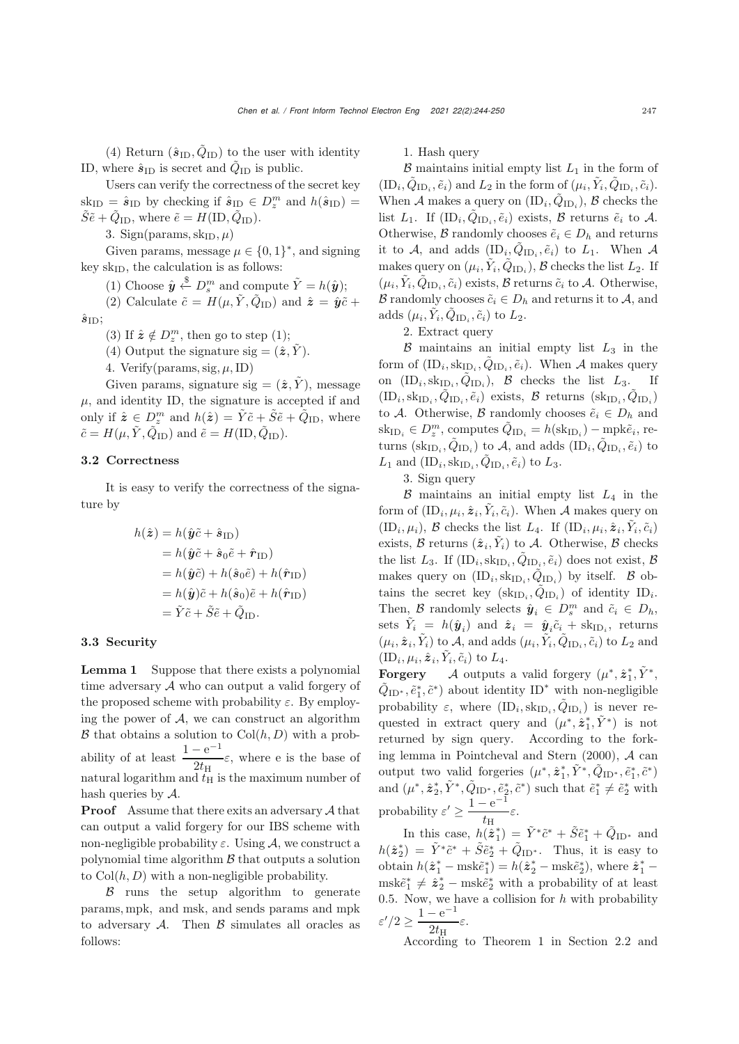(4) Return $(\hat{\boldsymbol{s}}_{\text{ID}}, \tilde{Q}_{\text{ID}})$ to the user with identity ID, where $\hat{\boldsymbol{s}}_{\text{ID}}$ is secret and $\tilde{Q}_{\text{ID}}$ is public.

Users can verify the correctness of the secret key $\text{sk}_{\text{ID}} = \hat{\boldsymbol{s}}_{\text{ID}}$ by checking if $\hat{\boldsymbol{s}}_{\text{ID}} \in D_z^m$ and $h(\hat{\boldsymbol{s}}_{\text{ID}}) = \tilde{S}\tilde{e} + \tilde{Q}_{\text{ID}}$, where $\tilde{e} = H(\text{ID}, \tilde{Q}_{\text{ID}})$.

3. Sign(params, $\text{sk}_{\text{ID}}, \mu$)

Given params, message $\mu \in \{0,1\}^*$, and signing key $\text{sk}_{\text{ID}}$, the calculation is as follows:

(1) Choose $\hat{\boldsymbol{y}} \xleftarrow{\$} D_s^m$ and compute $\tilde{Y} = h(\hat{\boldsymbol{y}})$;

(2) Calculate $\tilde{c} = H(\mu, \tilde{Y}, \tilde{Q}_{\text{ID}})$ and $\hat{\boldsymbol{z}} = \hat{\boldsymbol{y}}\tilde{c} + \hat{\boldsymbol{s}}_{\text{ID}}$;

(3) If $\hat{\boldsymbol{z}} \notin D_z^m$, then go to step (1);

(4) Output the signature $\text{sig} = (\hat{\boldsymbol{z}}, \tilde{Y})$.

4. Verify(params, sig, $\mu$, ID)

Given params, signature $\text{sig} = (\hat{\boldsymbol{z}}, \tilde{Y})$, message $\mu$, and identity ID, the signature is accepted if and only if $\hat{\boldsymbol{z}} \in D_z^m$ and $h(\hat{\boldsymbol{z}}) = \tilde{Y}\tilde{c} + \tilde{S}\tilde{e} + \tilde{Q}_{\text{ID}}$, where $\tilde{c} = H(\mu, \tilde{Y}, \tilde{Q}_{\text{ID}})$ and $\tilde{e} = H(\text{ID}, \tilde{Q}_{\text{ID}})$.

### 3.2 Correctness

It is easy to verify the correctness of the signature by

$$
\begin{aligned}
h(\hat{\boldsymbol{z}}) &= h(\hat{\boldsymbol{y}}\tilde{c} + \hat{\boldsymbol{s}}_{\text{ID}}) \\
&= h(\hat{\boldsymbol{y}}\tilde{c} + \hat{\boldsymbol{s}}_0\tilde{e} + \hat{\boldsymbol{r}}_{\text{ID}}) \\
&= h(\hat{\boldsymbol{y}}\tilde{c}) + h(\hat{\boldsymbol{s}}_0\tilde{e}) + h(\hat{\boldsymbol{r}}_{\text{ID}}) \\
&= h(\hat{\boldsymbol{y}})\tilde{c} + h(\hat{\boldsymbol{s}}_0)\tilde{e} + h(\hat{\boldsymbol{r}}_{\text{ID}}) \\
&= \tilde{Y}\tilde{c} + \tilde{S}\tilde{e} + \tilde{Q}_{\text{ID}}.
\end{aligned}
$$

### 3.3 Security

**Lemma 1** Suppose that there exists a polynomial time adversary $\mathcal{A}$ who can output a valid forgery of the proposed scheme with probability $\varepsilon$. By employing the power of $\mathcal{A}$, we can construct an algorithm $\mathcal{B}$ that obtains a solution to $\text{Col}(h, D)$ with a probability of at least $\dfrac{1-\text{e}^{-1}}{2t_{\text{H}}}\varepsilon$, where e is the base of natural logarithm and $t_{\text{H}}$ is the maximum number of hash queries by $\mathcal{A}$.

**Proof** Assume that there exits an adversary $\mathcal{A}$ that can output a valid forgery for our IBS scheme with non-negligible probability $\varepsilon$. Using $\mathcal{A}$, we construct a polynomial time algorithm $\mathcal{B}$ that outputs a solution to $\text{Col}(h, D)$ with a non-negligible probability.

$\mathcal{B}$ runs the setup algorithm to generate params, mpk, and msk, and sends params and mpk to adversary $\mathcal{A}$. Then $\mathcal{B}$ simulates all oracles as follows:

1. Hash query

$\mathcal{B}$ maintains initial empty list $L_1$ in the form of $(\text{ID}_i, \tilde{Q}_{\text{ID}_i}, \tilde{e}_i)$ and $L_2$ in the form of $(\mu_i, \tilde{Y}_i, \tilde{Q}_{\text{ID}_i}, \tilde{c}_i)$. When $\mathcal{A}$ makes a query on $(\text{ID}_i, \tilde{Q}_{\text{ID}_i})$, $\mathcal{B}$ checks the list $L_1$. If $(\text{ID}_i, \tilde{Q}_{\text{ID}_i}, \tilde{e}_i)$ exists, $\mathcal{B}$ returns $\tilde{e}_i$ to $\mathcal{A}$. Otherwise, $\mathcal{B}$ randomly chooses $\tilde{e}_i \in D_h$ and returns it to $\mathcal{A}$, and adds $(\text{ID}_i, \tilde{Q}_{\text{ID}_i}, \tilde{e}_i)$ to $L_1$. When $\mathcal{A}$ makes query on $(\mu_i, \tilde{Y}_i, \tilde{Q}_{\text{ID}_i})$, $\mathcal{B}$ checks the list $L_2$. If $(\mu_i, \tilde{Y}_i, \tilde{Q}_{\text{ID}_i}, \tilde{c}_i)$ exists, $\mathcal{B}$ returns $\tilde{c}_i$ to $\mathcal{A}$. Otherwise, $\mathcal{B}$ randomly chooses $\tilde{c}_i \in D_h$ and returns it to $\mathcal{A}$, and adds $(\mu_i, \tilde{Y}_i, \tilde{Q}_{\text{ID}_i}, \tilde{c}_i)$ to $L_2$.

2. Extract query

$\mathcal{B}$ maintains an initial empty list $L_3$ in the form of $(\text{ID}_i, \text{sk}_{\text{ID}_i}, \tilde{Q}_{\text{ID}_i}, \tilde{e}_i)$. When $\mathcal{A}$ makes query on $(\text{ID}_i, \text{sk}_{\text{ID}_i}, \tilde{Q}_{\text{ID}_i})$, $\mathcal{B}$ checks the list $L_3$. If $(\text{ID}_i, \text{sk}_{\text{ID}_i}, \tilde{Q}_{\text{ID}_i}, \tilde{e}_i)$ exists, $\mathcal{B}$ returns $(\text{sk}_{\text{ID}_i}, \tilde{Q}_{\text{ID}_i})$ to $\mathcal{A}$. Otherwise, $\mathcal{B}$ randomly chooses $\tilde{e}_i \in D_h$ and $\text{sk}_{\text{ID}_i} \in D_z^m$, computes $\tilde{Q}_{\text{ID}_i} = h(\text{sk}_{\text{ID}_i}) - \text{mpk}\tilde{e}_i$, returns $(\text{sk}_{\text{ID}_i}, \tilde{Q}_{\text{ID}_i})$ to $\mathcal{A}$, and adds $(\text{ID}_i, \tilde{Q}_{\text{ID}_i}, \tilde{e}_i)$ to $L_1$ and $(\text{ID}_i, \text{sk}_{\text{ID}_i}, \tilde{Q}_{\text{ID}_i}, \tilde{e}_i)$ to $L_3$.

3. Sign query

$\mathcal{B}$ maintains an initial empty list $L_4$ in the form of $(\text{ID}_i, \mu_i, \hat{\boldsymbol{z}}_i, \tilde{Y}_i, \tilde{c}_i)$. When $\mathcal{A}$ makes query on $(\text{ID}_i, \mu_i)$, $\mathcal{B}$ checks the list $L_4$. If $(\text{ID}_i, \mu_i, \hat{\boldsymbol{z}}_i, \tilde{Y}_i, \tilde{c}_i)$ exists, $\mathcal{B}$ returns $(\hat{\boldsymbol{z}}_i, \tilde{Y}_i)$ to $\mathcal{A}$. Otherwise, $\mathcal{B}$ checks the list $L_3$. If $(\text{ID}_i, \text{sk}_{\text{ID}_i}, \tilde{Q}_{\text{ID}_i}, \tilde{e}_i)$ does not exist, $\mathcal{B}$ makes query on $(\text{ID}_i, \text{sk}_{\text{ID}_i}, \tilde{Q}_{\text{ID}_i})$ by itself. $\mathcal{B}$ obtains the secret key $(\text{sk}_{\text{ID}_i}, \tilde{Q}_{\text{ID}_i})$ of identity $\text{ID}_i$. Then, $\mathcal{B}$ randomly selects $\hat{\boldsymbol{y}}_i \in D_s^m$ and $\tilde{c}_i \in D_h$, sets $\tilde{Y}_i = h(\hat{\boldsymbol{y}}_i)$ and $\hat{\boldsymbol{z}}_i = \hat{\boldsymbol{y}}_i\tilde{c}_i + \text{sk}_{\text{ID}_i}$, returns $(\mu_i, \hat{\boldsymbol{z}}_i, \tilde{Y}_i)$ to $\mathcal{A}$, and adds $(\mu_i, \tilde{Y}_i, \tilde{Q}_{\text{ID}_i}, \tilde{c}_i)$ to $L_2$ and $(\text{ID}_i, \mu_i, \hat{\boldsymbol{z}}_i, \tilde{Y}_i, \tilde{c}_i)$ to $L_4$.

**Forgery** $\mathcal{A}$ outputs a valid forgery $(\mu^*, \hat{\boldsymbol{z}}_1^*, \tilde{Y}^*, \tilde{Q}_{\text{ID}^*}, \tilde{e}_1^*, \tilde{c}^*)$ about identity $\text{ID}^*$ with non-negligible probability $\varepsilon$, where $(\text{ID}_i, \text{sk}_{\text{ID}_i}, \tilde{Q}_{\text{ID}_i})$ is never requested in extract query and $(\mu^*, \hat{\boldsymbol{z}}_1^*, \tilde{Y}^*)$ is not returned by sign query. According to the forking lemma in Pointcheval and Stern (2000), $\mathcal{A}$ can output two valid forgeries $(\mu^*, \hat{\boldsymbol{z}}_1^*, \tilde{Y}^*, \tilde{Q}_{\text{ID}^*}, \tilde{e}_1^*, \tilde{c}^*)$ and $(\mu^*, \hat{\boldsymbol{z}}_2^*, \tilde{Y}^*, \tilde{Q}_{\text{ID}^*}, \tilde{e}_2^*, \tilde{c}^*)$ such that $\tilde{e}_1^* \neq \tilde{e}_2^*$ with probability $\varepsilon' \geq \dfrac{1-\text{e}^{-1}}{t_{\text{H}}}\varepsilon$.

In this case, $h(\hat{\boldsymbol{z}}_1^*) = \tilde{Y}^*\tilde{c}^* + \tilde{S}\tilde{e}_1^* + \tilde{Q}_{\text{ID}^*}$ and $h(\hat{\boldsymbol{z}}_2^*) = \tilde{Y}^*\tilde{c}^* + \tilde{S}\tilde{e}_2^* + \tilde{Q}_{\text{ID}^*}$. Thus, it is easy to obtain $h(\hat{\boldsymbol{z}}_1^* - \text{msk}\tilde{e}_1^*) = h(\hat{\boldsymbol{z}}_2^* - \text{msk}\tilde{e}_2^*)$, where $\hat{\boldsymbol{z}}_1^* - \text{msk}\tilde{e}_1^* \neq \hat{\boldsymbol{z}}_2^* - \text{msk}\tilde{e}_2^*$ with a probability of at least 0.5. Now, we have a collision for $h$ with probability $\varepsilon'/2 \geq \dfrac{1-\text{e}^{-1}}{2t_{\text{H}}}\varepsilon$.

According to Theorem 1 in Section 2.2 and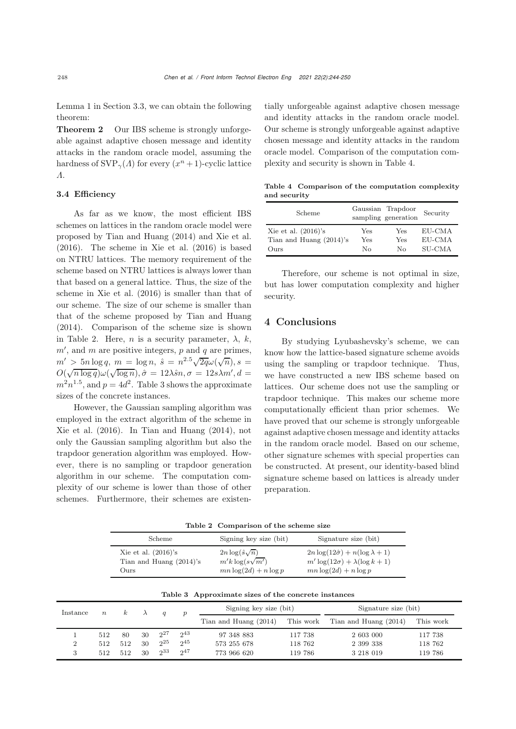Lemma 1 in Section 3.3, we can obtain the following theorem:

**Theorem 2** Our IBS scheme is strongly unforgeable against adaptive chosen message and identity attacks in the random oracle model, assuming the hardness of $\mathrm{SVP}_\gamma(\Lambda)$ for every $(x^n+1)$-cyclic lattice $\Lambda$.

### 3.4 Efficiency

As far as we know, the most efficient IBS schemes on lattices in the random oracle model were proposed by Tian and Huang (2014) and Xie et al. (2016). The scheme in Xie et al. (2016) is based on NTRU lattices. The memory requirement of the scheme based on NTRU lattices is always lower than that based on a general lattice. Thus, the size of the scheme in Xie et al. (2016) is smaller than that of our scheme. The size of our scheme is smaller than that of the scheme proposed by Tian and Huang (2014). Comparison of the scheme size is shown in Table 2. Here, $n$ is a security parameter, $\lambda$, $k$, $m'$, and $m$ are positive integers, $p$ and $q$ are primes, $m' > 5n\log q$, $m = \log n$, $\hat{s} = n^{2.5}\sqrt{2q}\omega(\sqrt{n})$, $s = O(\sqrt{n\log q})\omega(\sqrt{\log n})$, $\hat{\sigma} = 12\lambda\hat{s}n$, $\sigma = 12s\lambda m'$, $d = m^2n^{1.5}$, and $p = 4d^2$. Table 3 shows the approximate sizes of the concrete instances.

However, the Gaussian sampling algorithm was employed in the extract algorithm of the scheme in Xie et al. (2016). In Tian and Huang (2014), not only the Gaussian sampling algorithm but also the trapdoor generation algorithm was employed. However, there is no sampling or trapdoor generation algorithm in our scheme. The computation complexity of our scheme is lower than those of other schemes. Furthermore, their schemes are existentially unforgeable against adaptive chosen message and identity attacks in the random oracle model. Our scheme is strongly unforgeable against adaptive chosen message and identity attacks in the random oracle model. Comparison of the computation complexity and security is shown in Table 4.

**Table 4 Comparison of the computation complexity and security**

| Scheme | Gaussian sampling | Trapdoor generation | Security |
|---|---|---|---|
| Xie et al. (2016)'s | Yes | Yes | EU-CMA |
| Tian and Huang (2014)'s | Yes | Yes | EU-CMA |
| Ours | No | No | SU-CMA |

Therefore, our scheme is not optimal in size, but has lower computation complexity and higher security.

## 4 Conclusions

By studying Lyubashevsky's scheme, we can know how the lattice-based signature scheme avoids using the sampling or trapdoor technique. Thus, we have constructed a new IBS scheme based on lattices. Our scheme does not use the sampling or trapdoor technique. This makes our scheme more computationally efficient than prior schemes. We have proved that our scheme is strongly unforgeable against adaptive chosen message and identity attacks in the random oracle model. Based on our scheme, other signature schemes with special properties can be constructed. At present, our identity-based blind signature scheme based on lattices is already under preparation.

**Table 2 Comparison of the scheme size**

| Scheme | Signing key size (bit) | Signature size (bit) |
|---|---|---|
| Xie et al. (2016)'s | $2n\log(\hat{s}\sqrt{n})$ | $2n\log(12\hat{\sigma}) + n(\log\lambda + 1)$ |
| Tian and Huang (2014)'s | $m'k\log(s\sqrt{m'})$ | $m'\log(12\sigma) + \lambda(\log k + 1)$ |
| Ours | $mn\log(2d) + n\log p$ | $mn\log(2d) + n\log p$ |

**Table 3 Approximate sizes of the concrete instances**

| Instance | $n$ | $k$ | $\lambda$ | $q$ | $p$ | Signing key size (bit) | | Signature size (bit) | |
|---|---|---|---|---|---|---|---|---|---|
| | | | | | | Tian and Huang (2014) | This work | Tian and Huang (2014) | This work |
| 1 | 512 | 80 | 30 | $2^{27}$ | $2^{43}$ | 97 348 883 | 117 738 | 2 603 000 | 117 738 |
| 2 | 512 | 512 | 30 | $2^{25}$ | $2^{45}$ | 573 255 678 | 118 762 | 2 399 338 | 118 762 |
| 3 | 512 | 512 | 30 | $2^{33}$ | $2^{47}$ | 773 966 620 | 119 786 | 3 218 019 | 119 786 |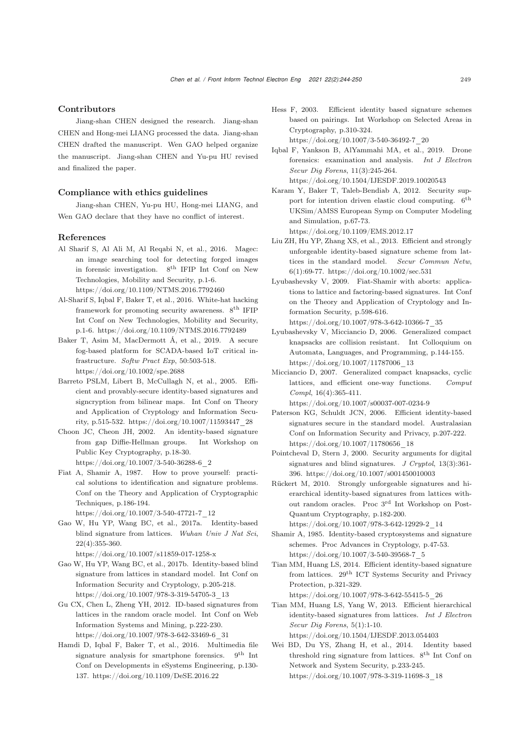## Contributors

Jiang-shan CHEN designed the research. Jiang-shan CHEN and Hong-mei LIANG processed the data. Jiang-shan CHEN drafted the manuscript. Wen GAO helped organize the manuscript. Jiang-shan CHEN and Yu-pu HU revised and finalized the paper.

## Compliance with ethics guidelines

Jiang-shan CHEN, Yu-pu HU, Hong-mei LIANG, and Wen GAO declare that they have no conflict of interest.

## References

Al Sharif S, Al Ali M, Al Reqabi N, et al., 2016. Magec: an image searching tool for detecting forged images in forensic investigation. 8th IFIP Int Conf on New Technologies, Mobility and Security, p.1-6. https://doi.org/10.1109/NTMS.2016.7792460

Al-Sharif S, Iqbal F, Baker T, et al., 2016. White-hat hacking framework for promoting security awareness. 8th IFIP Int Conf on New Technologies, Mobility and Security, p.1-6. https://doi.org/10.1109/NTMS.2016.7792489

Baker T, Asim M, MacDermott Á, et al., 2019. A secure fog-based platform for SCADA-based IoT critical infrastructure. *Softw Pract Exp*, 50:503-518. https://doi.org/10.1002/spe.2688

Barreto PSLM, Libert B, McCullagh N, et al., 2005. Efficient and provably-secure identity-based signatures and signcryption from bilinear maps. Int Conf on Theory and Application of Cryptology and Information Security, p.515-532. https://doi.org/10.1007/11593447_28

Choon JC, Cheon JH, 2002. An identity-based signature from gap Diffie-Hellman groups. Int Workshop on Public Key Cryptography, p.18-30. https://doi.org/10.1007/3-540-36288-6_2

Fiat A, Shamir A, 1987. How to prove yourself: practical solutions to identification and signature problems. Conf on the Theory and Application of Cryptographic Techniques, p.186-194. https://doi.org/10.1007/3-540-47721-7_12

Gao W, Hu YP, Wang BC, et al., 2017a. Identity-based blind signature from lattices. *Wuhan Univ J Nat Sci*, 22(4):355-360. https://doi.org/10.1007/s11859-017-1258-x

Gao W, Hu YP, Wang BC, et al., 2017b. Identity-based blind signature from lattices in standard model. Int Conf on Information Security and Cryptology, p.205-218. https://doi.org/10.1007/978-3-319-54705-3_13

Gu CX, Chen L, Zheng YH, 2012. ID-based signatures from lattices in the random oracle model. Int Conf on Web Information Systems and Mining, p.222-230. https://doi.org/10.1007/978-3-642-33469-6_31

Hamdi D, Iqbal F, Baker T, et al., 2016. Multimedia file signature analysis for smartphone forensics. 9th Int Conf on Developments in eSystems Engineering, p.130-137. https://doi.org/10.1109/DeSE.2016.22

Hess F, 2003. Efficient identity based signature schemes based on pairings. Int Workshop on Selected Areas in Cryptography, p.310-324. https://doi.org/10.1007/3-540-36492-7_20

Iqbal F, Yankson B, AlYammahi MA, et al., 2019. Drone forensics: examination and analysis. *Int J Electron Secur Dig Forens*, 11(3):245-264. https://doi.org/10.1504/IJESDF.2019.10020543

Karam Y, Baker T, Taleb-Bendiab A, 2012. Security support for intention driven elastic cloud computing. 6th UKSim/AMSS European Symp on Computer Modeling and Simulation, p.67-73. https://doi.org/10.1109/EMS.2012.17

Liu ZH, Hu YP, Zhang XS, et al., 2013. Efficient and strongly unforgeable identity-based signature scheme from lattices in the standard model. *Secur Commun Netw*, 6(1):69-77. https://doi.org/10.1002/sec.531

Lyubashevsky V, 2009. Fiat-Shamir with aborts: applications to lattice and factoring-based signatures. Int Conf on the Theory and Application of Cryptology and Information Security, p.598-616. https://doi.org/10.1007/978-3-642-10366-7_35

Lyubashevsky V, Micciancio D, 2006. Generalized compact knapsacks are collision resistant. Int Colloquium on Automata, Languages, and Programming, p.144-155. https://doi.org/10.1007/11787006_13

Micciancio D, 2007. Generalized compact knapsacks, cyclic lattices, and efficient one-way functions. *Comput Compl*, 16(4):365-411. https://doi.org/10.1007/s00037-007-0234-9

Paterson KG, Schuldt JCN, 2006. Efficient identity-based signatures secure in the standard model. Australasian Conf on Information Security and Privacy, p.207-222. https://doi.org/10.1007/11780656_18

Pointcheval D, Stern J, 2000. Security arguments for digital signatures and blind signatures. *J Cryptol*, 13(3):361-396. https://doi.org/10.1007/s001450010003

Rückert M, 2010. Strongly unforgeable signatures and hierarchical identity-based signatures from lattices without random oracles. Proc 3rd Int Workshop on Post-Quantum Cryptography, p.182-200. https://doi.org/10.1007/978-3-642-12929-2_14

Shamir A, 1985. Identity-based cryptosystems and signature schemes. Proc Advances in Cryptology, p.47-53. https://doi.org/10.1007/3-540-39568-7_5

Tian MM, Huang LS, 2014. Efficient identity-based signature from lattices. 29th ICT Systems Security and Privacy Protection, p.321-329. https://doi.org/10.1007/978-3-642-55415-5_26

Tian MM, Huang LS, Yang W, 2013. Efficient hierarchical identity-based signatures from lattices. *Int J Electron Secur Dig Forens*, 5(1):1-10. https://doi.org/10.1504/IJESDF.2013.054403

Wei BD, Du YS, Zhang H, et al., 2014. Identity based threshold ring signature from lattices. 8th Int Conf on Network and System Security, p.233-245. https://doi.org/10.1007/978-3-319-11698-3_18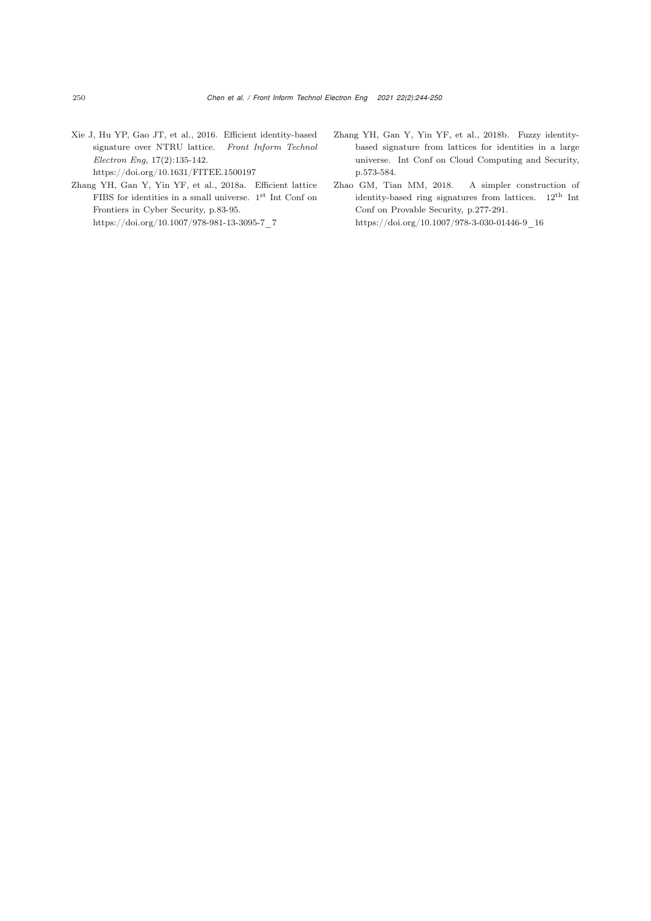Xie J, Hu YP, Gao JT, et al., 2016. Efficient identity-based signature over NTRU lattice. *Front Inform Technol Electron Eng*, 17(2):135-142. https://doi.org/10.1631/FITEE.1500197

Zhang YH, Gan Y, Yin YF, et al., 2018a. Efficient lattice FIBS for identities in a small universe. 1st Int Conf on Frontiers in Cyber Security, p.83-95. https://doi.org/10.1007/978-981-13-3095-7_7

Zhang YH, Gan Y, Yin YF, et al., 2018b. Fuzzy identity-based signature from lattices for identities in a large universe. Int Conf on Cloud Computing and Security, p.573-584.

Zhao GM, Tian MM, 2018. A simpler construction of identity-based ring signatures from lattices. 12th Int Conf on Provable Security, p.277-291. https://doi.org/10.1007/978-3-030-01446-9_16